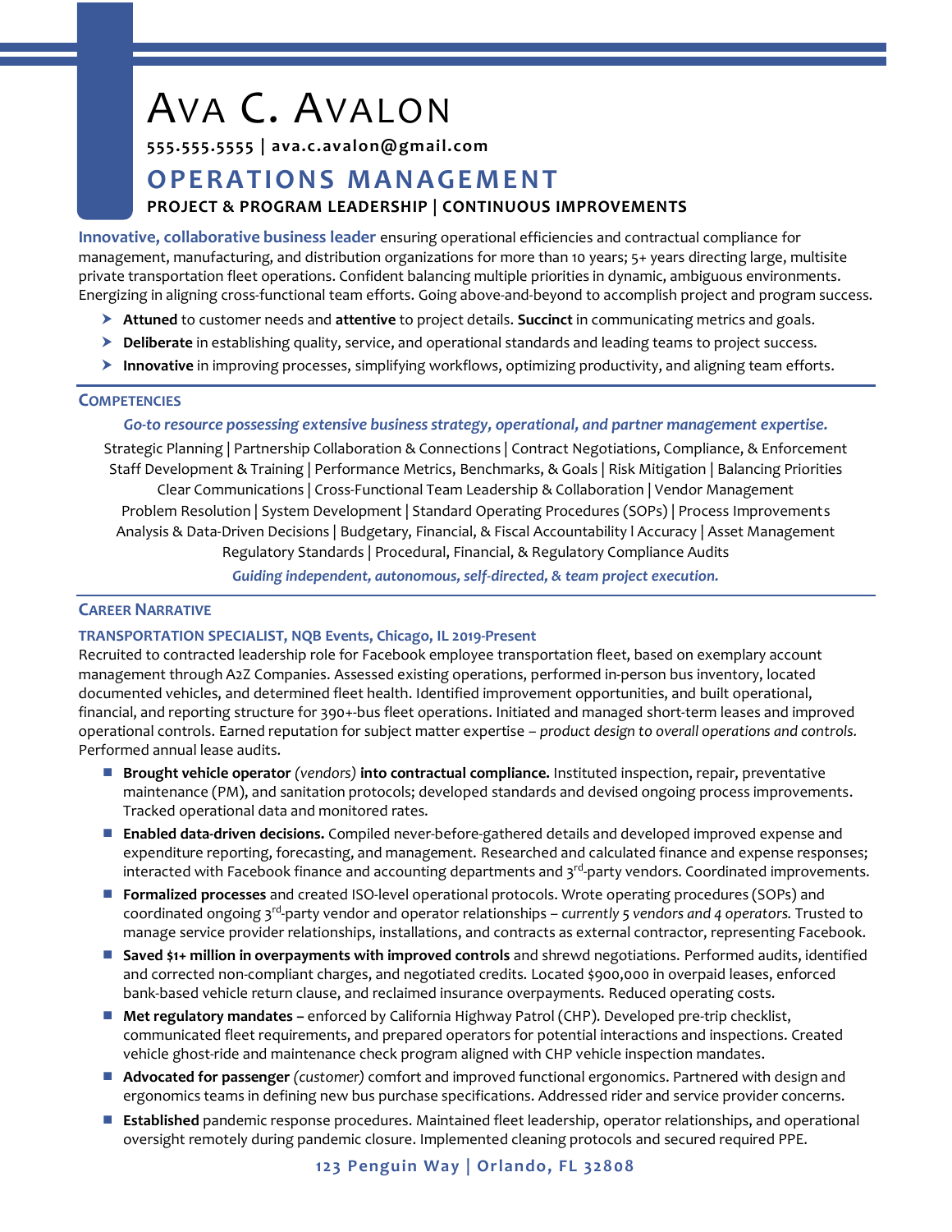# Ava C. Avalon

**555.555.5555 | ava.c.avalon@gmail.com**

## OPERATIONS MANAGEMENT

**PROJECT & PROGRAM LEADERSHIP | CONTINUOUS IMPROVEMENTS**

**Innovative, collaborative business leader** ensuring operational efficiencies and contractual compliance for management, manufacturing, and distribution organizations for more than 10 years; 5+ years directing large, multisite private transportation fleet operations. Confident balancing multiple priorities in dynamic, ambiguous environments. Energizing in aligning cross-functional team efforts. Going above-and-beyond to accomplish project and program success.

- **Attuned** to customer needs and **attentive** to project details. **Succinct** in communicating metrics and goals.
- **Deliberate** in establishing quality, service, and operational standards and leading teams to project success.
- **Innovative** in improving processes, simplifying workflows, optimizing productivity, and aligning team efforts.

## Competencies

***Go-to resource possessing extensive business strategy, operational, and partner management expertise.***

Strategic Planning | Partnership Collaboration & Connections | Contract Negotiations, Compliance, & Enforcement
Staff Development & Training | Performance Metrics, Benchmarks, & Goals | Risk Mitigation | Balancing Priorities
Clear Communications | Cross-Functional Team Leadership & Collaboration | Vendor Management
Problem Resolution | System Development | Standard Operating Procedures (SOPs) | Process Improvements
Analysis & Data-Driven Decisions | Budgetary, Financial, & Fiscal Accountability l Accuracy | Asset Management
Regulatory Standards | Procedural, Financial, & Regulatory Compliance Audits

***Guiding independent, autonomous, self-directed, & team project execution.***

## Career Narrative

### TRANSPORTATION SPECIALIST, NQB Events, Chicago, IL 2019-Present

Recruited to contracted leadership role for Facebook employee transportation fleet, based on exemplary account management through A2Z Companies. Assessed existing operations, performed in-person bus inventory, located documented vehicles, and determined fleet health. Identified improvement opportunities, and built operational, financial, and reporting structure for 390+-bus fleet operations. Initiated and managed short-term leases and improved operational controls. Earned reputation for subject matter expertise – *product design to overall operations and controls.* Performed annual lease audits.

- **Brought vehicle operator** *(vendors)* **into contractual compliance.** Instituted inspection, repair, preventative maintenance (PM), and sanitation protocols; developed standards and devised ongoing process improvements. Tracked operational data and monitored rates.
- **Enabled data-driven decisions.** Compiled never-before-gathered details and developed improved expense and expenditure reporting, forecasting, and management. Researched and calculated finance and expense responses; interacted with Facebook finance and accounting departments and 3rd-party vendors. Coordinated improvements.
- **Formalized processes** and created ISO-level operational protocols. Wrote operating procedures (SOPs) and coordinated ongoing 3rd-party vendor and operator relationships – *currently 5 vendors and 4 operators.* Trusted to manage service provider relationships, installations, and contracts as external contractor, representing Facebook.
- **Saved $1+ million in overpayments with improved controls** and shrewd negotiations. Performed audits, identified and corrected non-compliant charges, and negotiated credits. Located $900,000 in overpaid leases, enforced bank-based vehicle return clause, and reclaimed insurance overpayments. Reduced operating costs.
- **Met regulatory mandates –** enforced by California Highway Patrol (CHP). Developed pre-trip checklist, communicated fleet requirements, and prepared operators for potential interactions and inspections. Created vehicle ghost-ride and maintenance check program aligned with CHP vehicle inspection mandates.
- **Advocated for passenger** *(customer)* comfort and improved functional ergonomics. Partnered with design and ergonomics teams in defining new bus purchase specifications. Addressed rider and service provider concerns.
- **Established** pandemic response procedures. Maintained fleet leadership, operator relationships, and operational oversight remotely during pandemic closure. Implemented cleaning protocols and secured required PPE.

**123 Penguin Way | Orlando, FL 32808**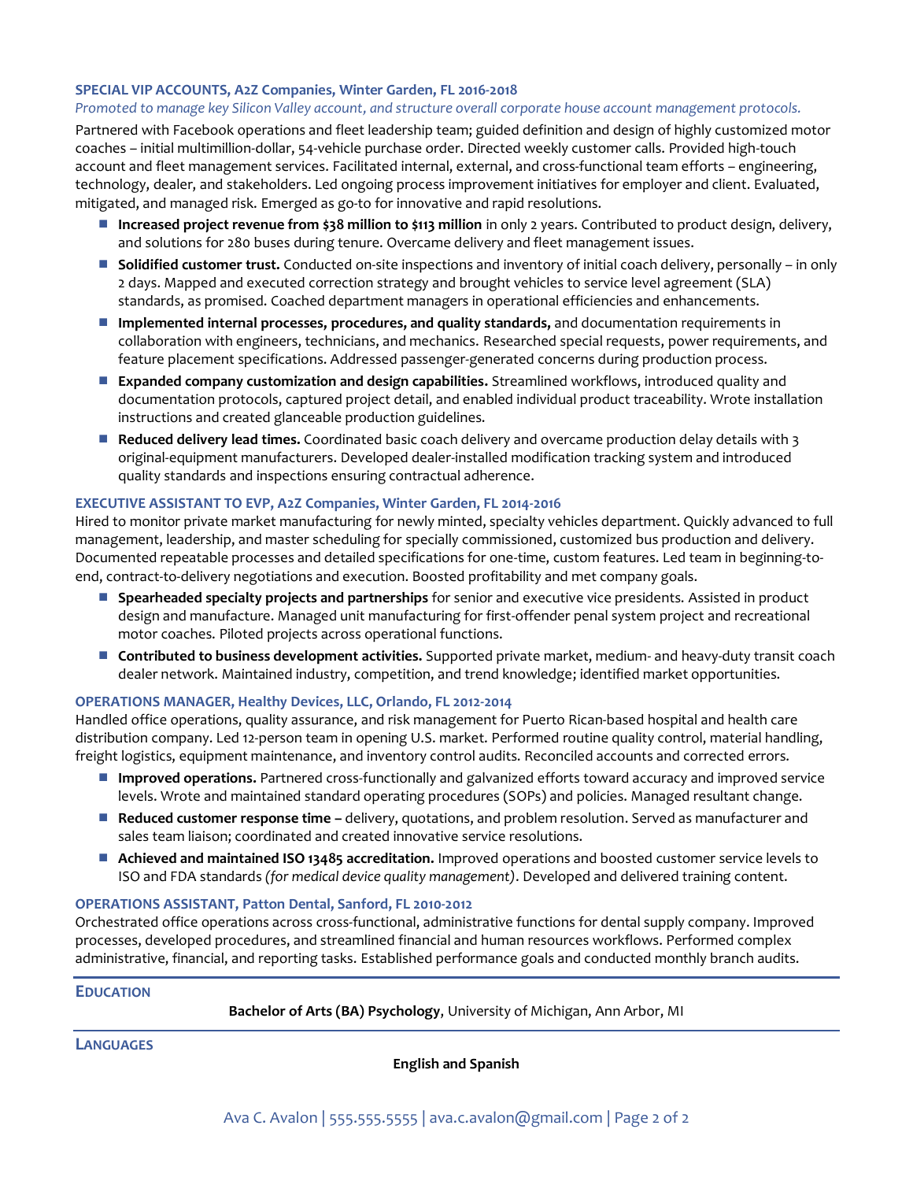### SPECIAL VIP ACCOUNTS, A2Z Companies, Winter Garden, FL 2016-2018

*Promoted to manage key Silicon Valley account, and structure overall corporate house account management protocols.*

Partnered with Facebook operations and fleet leadership team; guided definition and design of highly customized motor coaches – initial multimillion-dollar, 54-vehicle purchase order. Directed weekly customer calls. Provided high-touch account and fleet management services. Facilitated internal, external, and cross-functional team efforts – engineering, technology, dealer, and stakeholders. Led ongoing process improvement initiatives for employer and client. Evaluated, mitigated, and managed risk. Emerged as go-to for innovative and rapid resolutions.

- **Increased project revenue from $38 million to $113 million** in only 2 years. Contributed to product design, delivery, and solutions for 280 buses during tenure. Overcame delivery and fleet management issues.
- **Solidified customer trust.** Conducted on-site inspections and inventory of initial coach delivery, personally – in only 2 days. Mapped and executed correction strategy and brought vehicles to service level agreement (SLA) standards, as promised. Coached department managers in operational efficiencies and enhancements.
- **Implemented internal processes, procedures, and quality standards,** and documentation requirements in collaboration with engineers, technicians, and mechanics. Researched special requests, power requirements, and feature placement specifications. Addressed passenger-generated concerns during production process.
- **Expanded company customization and design capabilities.** Streamlined workflows, introduced quality and documentation protocols, captured project detail, and enabled individual product traceability. Wrote installation instructions and created glanceable production guidelines.
- **Reduced delivery lead times.** Coordinated basic coach delivery and overcame production delay details with 3 original-equipment manufacturers. Developed dealer-installed modification tracking system and introduced quality standards and inspections ensuring contractual adherence.

### EXECUTIVE ASSISTANT TO EVP, A2Z Companies, Winter Garden, FL 2014-2016

Hired to monitor private market manufacturing for newly minted, specialty vehicles department. Quickly advanced to full management, leadership, and master scheduling for specially commissioned, customized bus production and delivery. Documented repeatable processes and detailed specifications for one-time, custom features. Led team in beginning-to-end, contract-to-delivery negotiations and execution. Boosted profitability and met company goals.

- **Spearheaded specialty projects and partnerships** for senior and executive vice presidents. Assisted in product design and manufacture. Managed unit manufacturing for first-offender penal system project and recreational motor coaches. Piloted projects across operational functions.
- **Contributed to business development activities.** Supported private market, medium- and heavy-duty transit coach dealer network. Maintained industry, competition, and trend knowledge; identified market opportunities.

### OPERATIONS MANAGER, Healthy Devices, LLC, Orlando, FL 2012-2014

Handled office operations, quality assurance, and risk management for Puerto Rican-based hospital and health care distribution company. Led 12-person team in opening U.S. market. Performed routine quality control, material handling, freight logistics, equipment maintenance, and inventory control audits. Reconciled accounts and corrected errors.

- **Improved operations.** Partnered cross-functionally and galvanized efforts toward accuracy and improved service levels. Wrote and maintained standard operating procedures (SOPs) and policies. Managed resultant change.
- **Reduced customer response time –** delivery, quotations, and problem resolution. Served as manufacturer and sales team liaison; coordinated and created innovative service resolutions.
- **Achieved and maintained ISO 13485 accreditation.** Improved operations and boosted customer service levels to ISO and FDA standards *(for medical device quality management)*. Developed and delivered training content.

### OPERATIONS ASSISTANT, Patton Dental, Sanford, FL 2010-2012

Orchestrated office operations across cross-functional, administrative functions for dental supply company. Improved processes, developed procedures, and streamlined financial and human resources workflows. Performed complex administrative, financial, and reporting tasks. Established performance goals and conducted monthly branch audits.

## Education

**Bachelor of Arts (BA) Psychology**, University of Michigan, Ann Arbor, MI

## Languages

**English and Spanish**